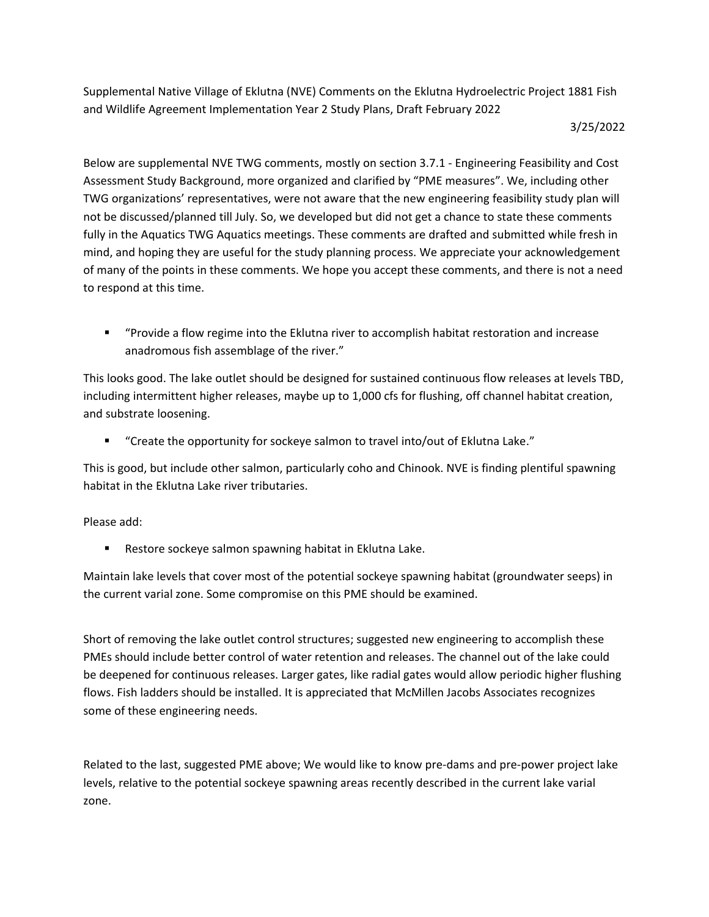Supplemental Native Village of Eklutna (NVE) Comments on the Eklutna Hydroelectric Project 1881 Fish and Wildlife Agreement Implementation Year 2 Study Plans, Draft February 2022

3/25/2022

Below are supplemental NVE TWG comments, mostly on section 3.7.1 - Engineering Feasibility and Cost Assessment Study Background, more organized and clarified by "PME measures". We, including other TWG organizations' representatives, were not aware that the new engineering feasibility study plan will not be discussed/planned till July. So, we developed but did not get a chance to state these comments fully in the Aquatics TWG Aquatics meetings. These comments are drafted and submitted while fresh in mind, and hoping they are useful for the study planning process. We appreciate your acknowledgement of many of the points in these comments. We hope you accept these comments, and there is not a need to respond at this time.

- "Provide a flow regime into the Eklutna river to accomplish habitat restoration and increase anadromous fish assemblage of the river."

This looks good. The lake outlet should be designed for sustained continuous flow releases at levels TBD, including intermittent higher releases, maybe up to 1,000 cfs for flushing, off channel habitat creation, and substrate loosening.

- "Create the opportunity for sockeye salmon to travel into/out of Eklutna Lake."

This is good, but include other salmon, particularly coho and Chinook. NVE is finding plentiful spawning habitat in the Eklutna Lake river tributaries.

Please add:

- Restore sockeye salmon spawning habitat in Eklutna Lake.

Maintain lake levels that cover most of the potential sockeye spawning habitat (groundwater seeps) in the current varial zone. Some compromise on this PME should be examined.

Short of removing the lake outlet control structures; suggested new engineering to accomplish these PMEs should include better control of water retention and releases. The channel out of the lake could be deepened for continuous releases. Larger gates, like radial gates would allow periodic higher flushing flows. Fish ladders should be installed. It is appreciated that McMillen Jacobs Associates recognizes some of these engineering needs.

Related to the last, suggested PME above; We would like to know pre-dams and pre-power project lake levels, relative to the potential sockeye spawning areas recently described in the current lake varial zone.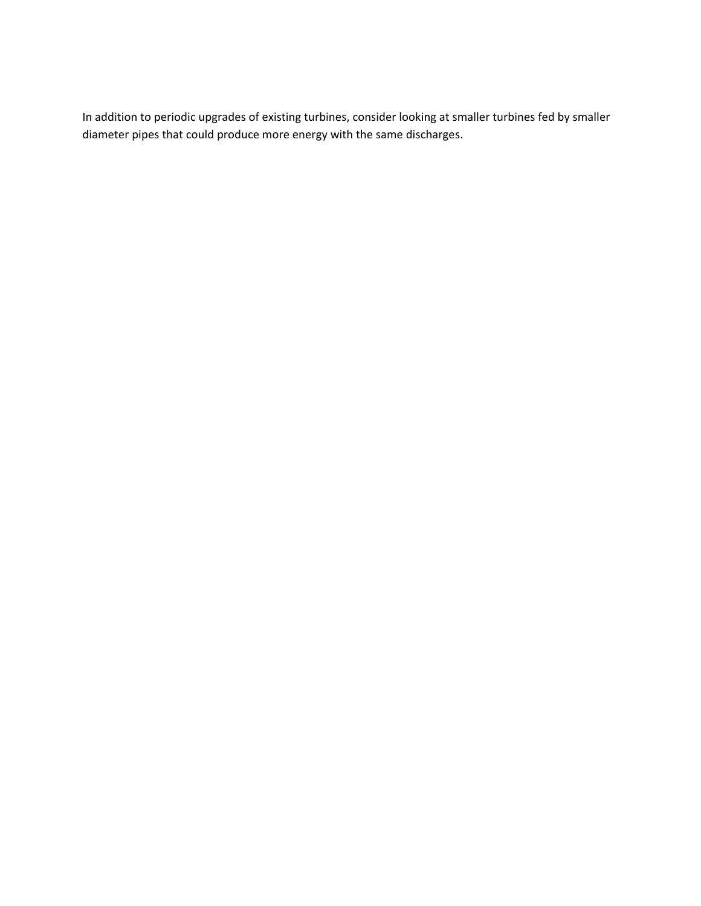In addition to periodic upgrades of existing turbines, consider looking at smaller turbines fed by smaller diameter pipes that could produce more energy with the same discharges.